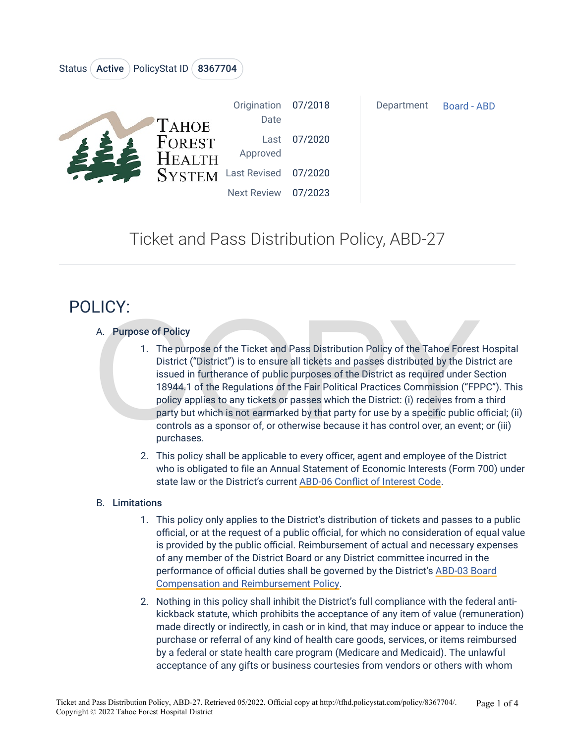Status Active PolicyStat ID 8367704

| | | | |
|---|---|---|---|
| Origination Date | 07/2018 | Department | Board - ABD |
| Last Approved | 07/2020 | | |
| Last Revised | 07/2020 | | |
| Next Review | 07/2023 | | |

# Ticket and Pass Distribution Policy, ABD-27

## POLICY:

A. **Purpose of Policy**

1. The purpose of the Ticket and Pass Distribution Policy of the Tahoe Forest Hospital District ("District") is to ensure all tickets and passes distributed by the District are issued in furtherance of public purposes of the District as required under Section 18944.1 of the Regulations of the Fair Political Practices Commission ("FPPC"). This policy applies to any tickets or passes which the District: (i) receives from a third party but which is not earmarked by that party for use by a specific public official; (ii) controls as a sponsor of, or otherwise because it has control over, an event; or (iii) purchases.

2. This policy shall be applicable to every officer, agent and employee of the District who is obligated to file an Annual Statement of Economic Interests (Form 700) under state law or the District's current ABD-06 Conflict of Interest Code.

B. **Limitations**

1. This policy only applies to the District's distribution of tickets and passes to a public official, or at the request of a public official, for which no consideration of equal value is provided by the public official. Reimbursement of actual and necessary expenses of any member of the District Board or any District committee incurred in the performance of official duties shall be governed by the District's ABD-03 Board Compensation and Reimbursement Policy.

2. Nothing in this policy shall inhibit the District's full compliance with the federal anti-kickback statute, which prohibits the acceptance of any item of value (remuneration) made directly or indirectly, in cash or in kind, that may induce or appear to induce the purchase or referral of any kind of health care goods, services, or items reimbursed by a federal or state health care program (Medicare and Medicaid). The unlawful acceptance of any gifts or business courtesies from vendors or others with whom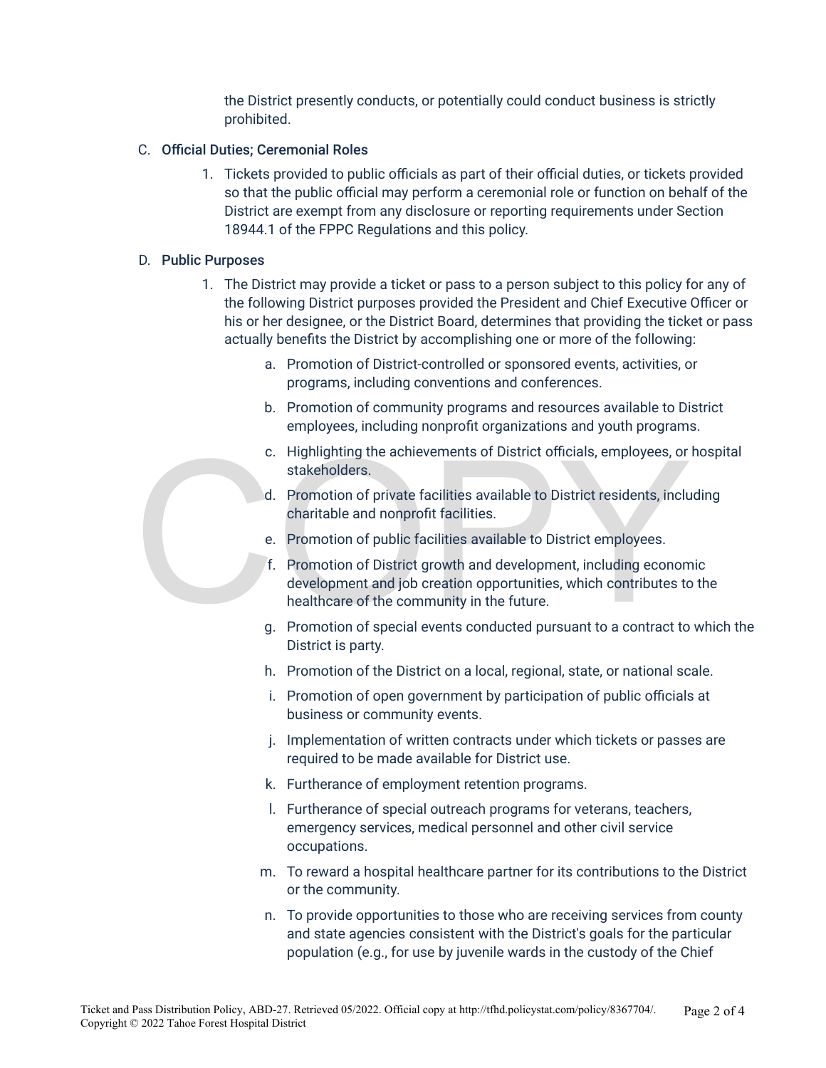the District presently conducts, or potentially could conduct business is strictly prohibited.

C. **Official Duties; Ceremonial Roles**

1. Tickets provided to public officials as part of their official duties, or tickets provided so that the public official may perform a ceremonial role or function on behalf of the District are exempt from any disclosure or reporting requirements under Section 18944.1 of the FPPC Regulations and this policy.

D. **Public Purposes**

1. The District may provide a ticket or pass to a person subject to this policy for any of the following District purposes provided the President and Chief Executive Officer or his or her designee, or the District Board, determines that providing the ticket or pass actually benefits the District by accomplishing one or more of the following:

    a. Promotion of District-controlled or sponsored events, activities, or programs, including conventions and conferences.

    b. Promotion of community programs and resources available to District employees, including nonprofit organizations and youth programs.

    c. Highlighting the achievements of District officials, employees, or hospital stakeholders.

    d. Promotion of private facilities available to District residents, including charitable and nonprofit facilities.

    e. Promotion of public facilities available to District employees.

    f. Promotion of District growth and development, including economic development and job creation opportunities, which contributes to the healthcare of the community in the future.

    g. Promotion of special events conducted pursuant to a contract to which the District is party.

    h. Promotion of the District on a local, regional, state, or national scale.

    i. Promotion of open government by participation of public officials at business or community events.

    j. Implementation of written contracts under which tickets or passes are required to be made available for District use.

    k. Furtherance of employment retention programs.

    l. Furtherance of special outreach programs for veterans, teachers, emergency services, medical personnel and other civil service occupations.

    m. To reward a hospital healthcare partner for its contributions to the District or the community.

    n. To provide opportunities to those who are receiving services from county and state agencies consistent with the District's goals for the particular population (e.g., for use by juvenile wards in the custody of the Chief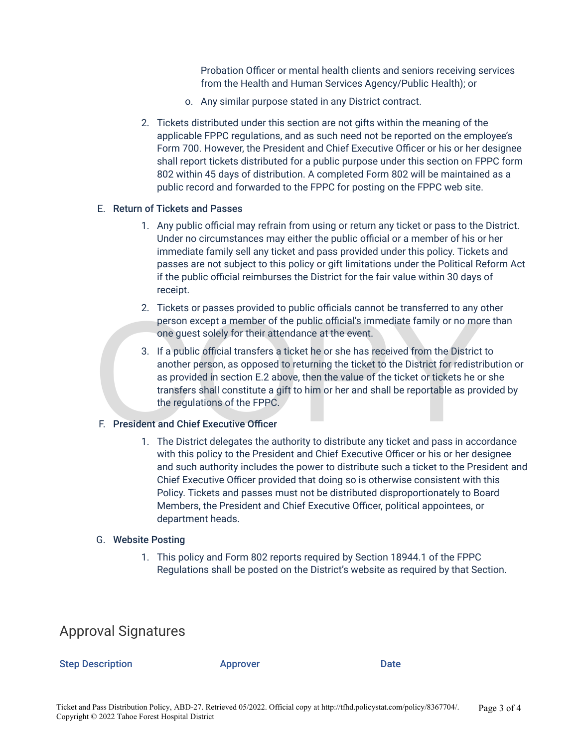Probation Officer or mental health clients and seniors receiving services from the Health and Human Services Agency/Public Health); or

o. Any similar purpose stated in any District contract.

2. Tickets distributed under this section are not gifts within the meaning of the applicable FPPC regulations, and as such need not be reported on the employee's Form 700. However, the President and Chief Executive Officer or his or her designee shall report tickets distributed for a public purpose under this section on FPPC form 802 within 45 days of distribution. A completed Form 802 will be maintained as a public record and forwarded to the FPPC for posting on the FPPC web site.

E. **Return of Tickets and Passes**

1. Any public official may refrain from using or return any ticket or pass to the District. Under no circumstances may either the public official or a member of his or her immediate family sell any ticket and pass provided under this policy. Tickets and passes are not subject to this policy or gift limitations under the Political Reform Act if the public official reimburses the District for the fair value within 30 days of receipt.
2. Tickets or passes provided to public officials cannot be transferred to any other person except a member of the public official's immediate family or no more than one guest solely for their attendance at the event.
3. If a public official transfers a ticket he or she has received from the District to another person, as opposed to returning the ticket to the District for redistribution or as provided in section E.2 above, then the value of the ticket or tickets he or she transfers shall constitute a gift to him or her and shall be reportable as provided by the regulations of the FPPC.

F. **President and Chief Executive Officer**

1. The District delegates the authority to distribute any ticket and pass in accordance with this policy to the President and Chief Executive Officer or his or her designee and such authority includes the power to distribute such a ticket to the President and Chief Executive Officer provided that doing so is otherwise consistent with this Policy. Tickets and passes must not be distributed disproportionately to Board Members, the President and Chief Executive Officer, political appointees, or department heads.

G. **Website Posting**

1. This policy and Form 802 reports required by Section 18944.1 of the FPPC Regulations shall be posted on the District's website as required by that Section.

## Approval Signatures

| Step Description | Approver | Date |
| --- | --- | --- |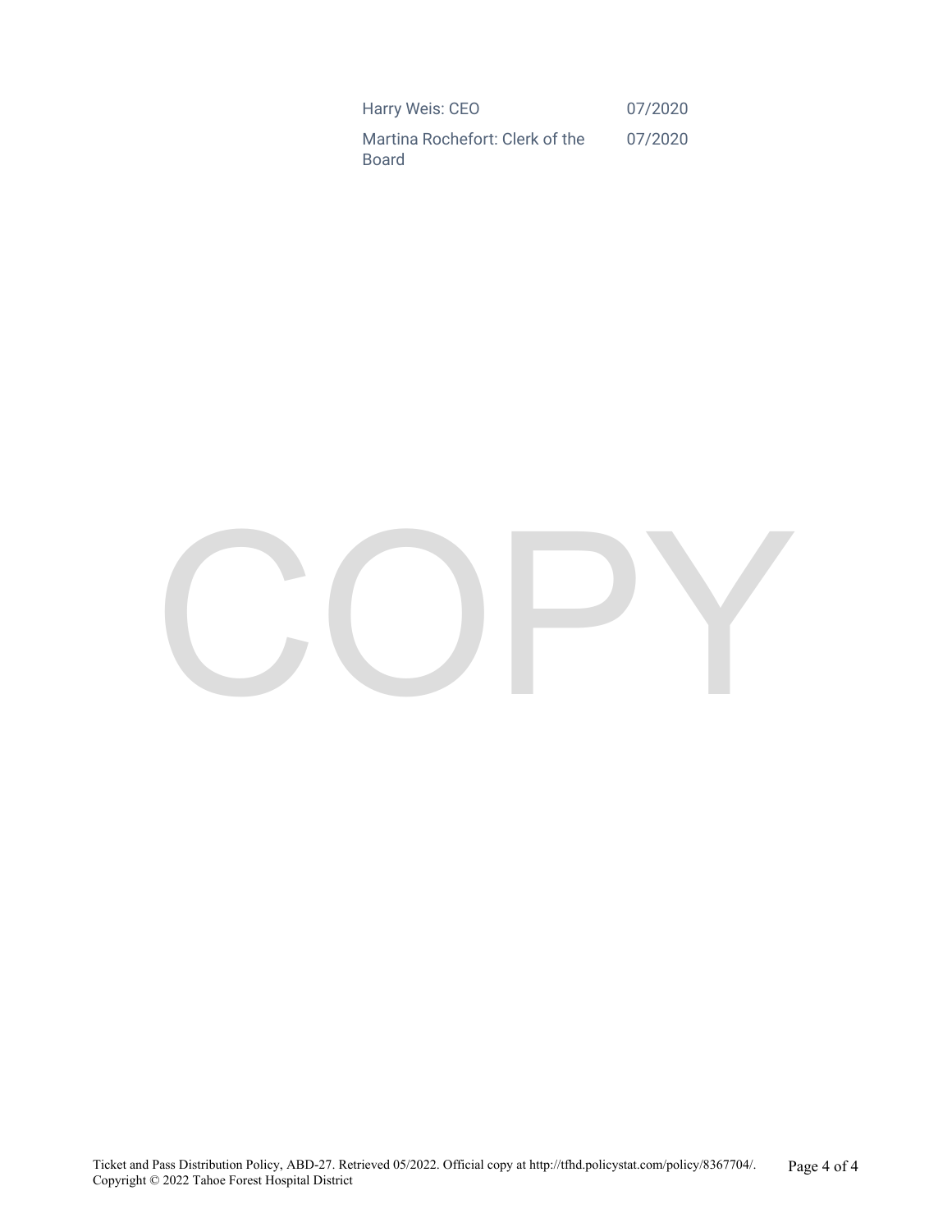| | |
|---|---|
| Harry Weis: CEO | 07/2020 |
| Martina Rochefort: Clerk of the Board | 07/2020 |

COPY